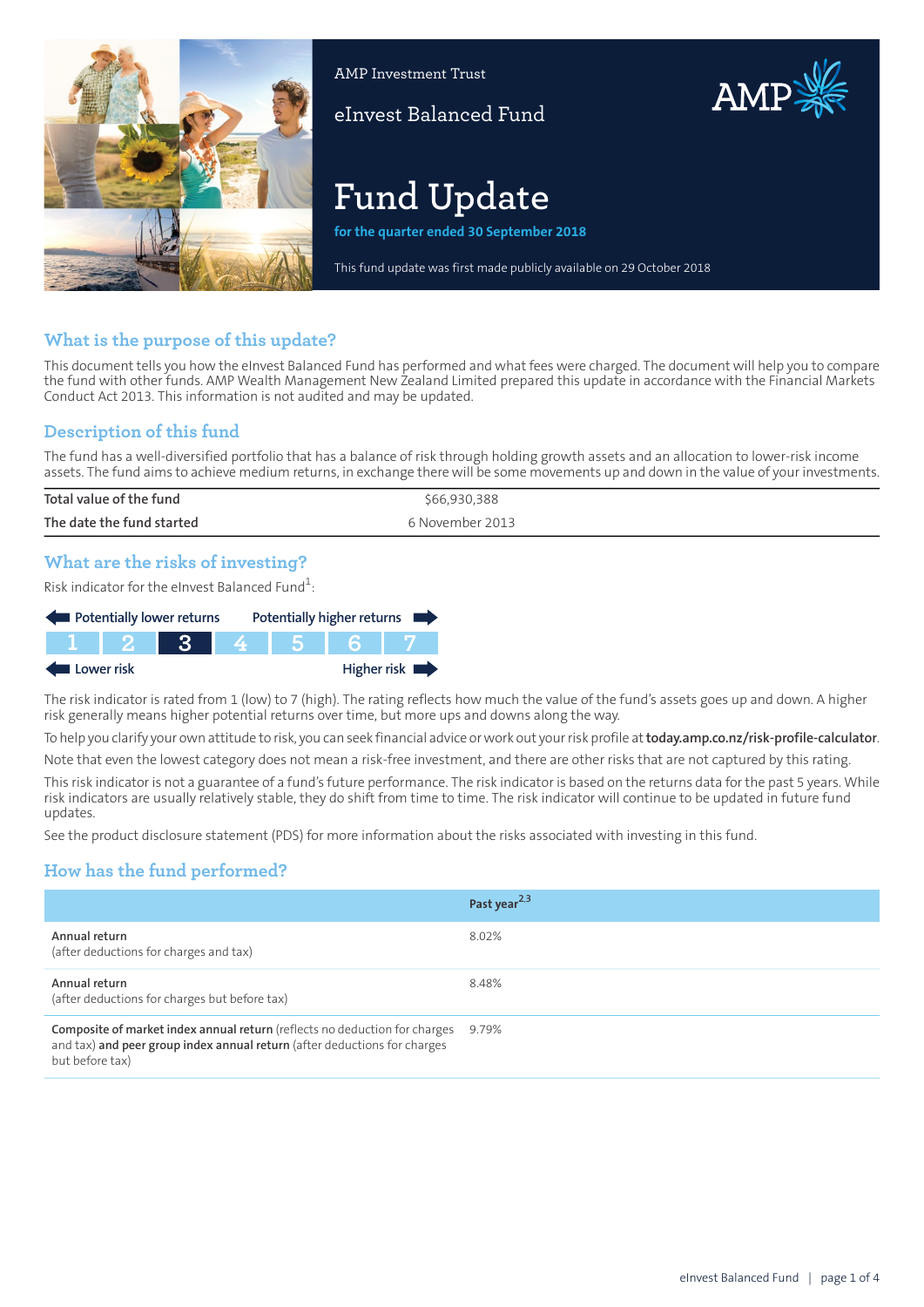AMP Investment Trust

eInvest Balanced Fund

# Fund Update

**for the quarter ended 30 September 2018**

This fund update was first made publicly available on 29 October 2018

## What is the purpose of this update?

This document tells you how the eInvest Balanced Fund has performed and what fees were charged. The document will help you to compare the fund with other funds. AMP Wealth Management New Zealand Limited prepared this update in accordance with the Financial Markets Conduct Act 2013. This information is not audited and may be updated.

## Description of this fund

The fund has a well-diversified portfolio that has a balance of risk through holding growth assets and an allocation to lower-risk income assets. The fund aims to achieve medium returns, in exchange there will be some movements up and down in the value of your investments.

| | |
|---|---|
| **Total value of the fund** | $66,930,388 |
| **The date the fund started** | 6 November 2013 |

## What are the risks of investing?

Risk indicator for the eInvest Balanced Fund[1]:

Potentially lower returns ← → Potentially higher returns

| 1 | 2 | **3** | 4 | 5 | 6 | 7 |
|---|---|---|---|---|---|---|

Lower risk ← → Higher risk

The risk indicator is rated from 1 (low) to 7 (high). The rating reflects how much the value of the fund's assets goes up and down. A higher risk generally means higher potential returns over time, but more ups and downs along the way.

To help you clarify your own attitude to risk, you can seek financial advice or work out your risk profile at **today.amp.co.nz/risk-profile-calculator**.

Note that even the lowest category does not mean a risk-free investment, and there are other risks that are not captured by this rating.

This risk indicator is not a guarantee of a fund's future performance. The risk indicator is based on the returns data for the past 5 years. While risk indicators are usually relatively stable, they do shift from time to time. The risk indicator will continue to be updated in future fund updates.

See the product disclosure statement (PDS) for more information about the risks associated with investing in this fund.

## How has the fund performed?

| | Past year[2,3] |
|---|---|
| **Annual return** (after deductions for charges and tax) | 8.02% |
| **Annual return** (after deductions for charges but before tax) | 8.48% |
| **Composite of market index annual return** (reflects no deduction for charges and tax) **and peer group index annual return** (after deductions for charges but before tax) | 9.79% |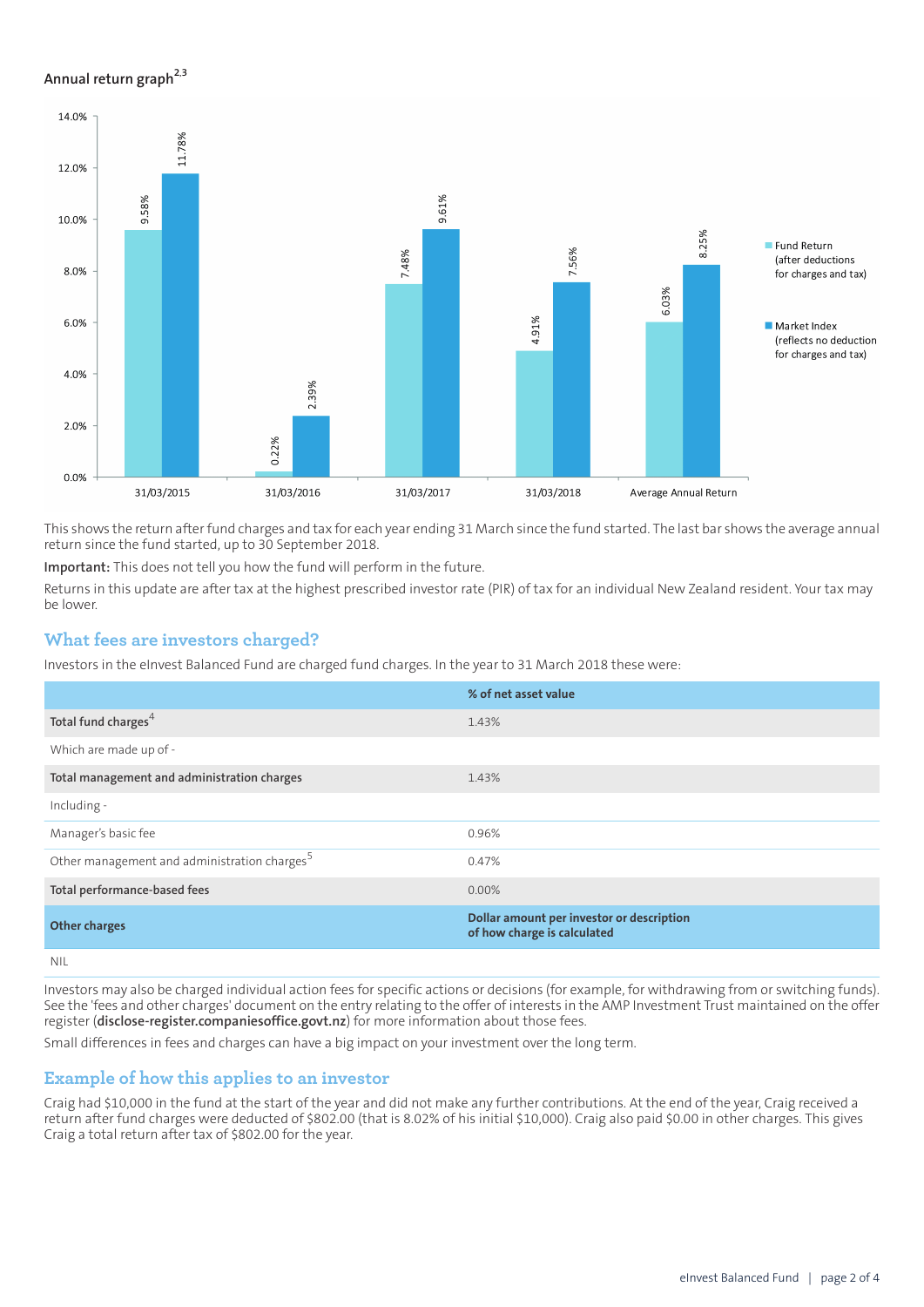## Annual return graph[2,3]

| | Fund Return (after deductions for charges and tax) | Market Index (reflects no deduction for charges and tax) |
|---|---|---|
| 31/03/2015 | 9.58% | 11.78% |
| 31/03/2016 | 0.22% | 2.39% |
| 31/03/2017 | 7.48% | 9.61% |
| 31/03/2018 | 4.91% | 7.56% |
| Average Annual Return | 6.03% | 8.25% |

This shows the return after fund charges and tax for each year ending 31 March since the fund started. The last bar shows the average annual return since the fund started, up to 30 September 2018.

**Important:** This does not tell you how the fund will perform in the future.

Returns in this update are after tax at the highest prescribed investor rate (PIR) of tax for an individual New Zealand resident. Your tax may be lower.

## What fees are investors charged?

Investors in the eInvest Balanced Fund are charged fund charges. In the year to 31 March 2018 these were:

| | % of net asset value |
|---|---|
| **Total fund charges**[4] | 1.43% |
| Which are made up of - | |
| **Total management and administration charges** | 1.43% |
| Including - | |
| Manager's basic fee | 0.96% |
| Other management and administration charges[5] | 0.47% |
| **Total performance-based fees** | 0.00% |
| **Other charges** | **Dollar amount per investor or description of how charge is calculated** |
| NIL | |

Investors may also be charged individual action fees for specific actions or decisions (for example, for withdrawing from or switching funds). See the 'fees and other charges' document on the entry relating to the offer of interests in the AMP Investment Trust maintained on the offer register (**disclose-register.companiesoffice.govt.nz**) for more information about those fees.

Small differences in fees and charges can have a big impact on your investment over the long term.

## Example of how this applies to an investor

Craig had $10,000 in the fund at the start of the year and did not make any further contributions. At the end of the year, Craig received a return after fund charges were deducted of $802.00 (that is 8.02% of his initial $10,000). Craig also paid $0.00 in other charges. This gives Craig a total return after tax of $802.00 for the year.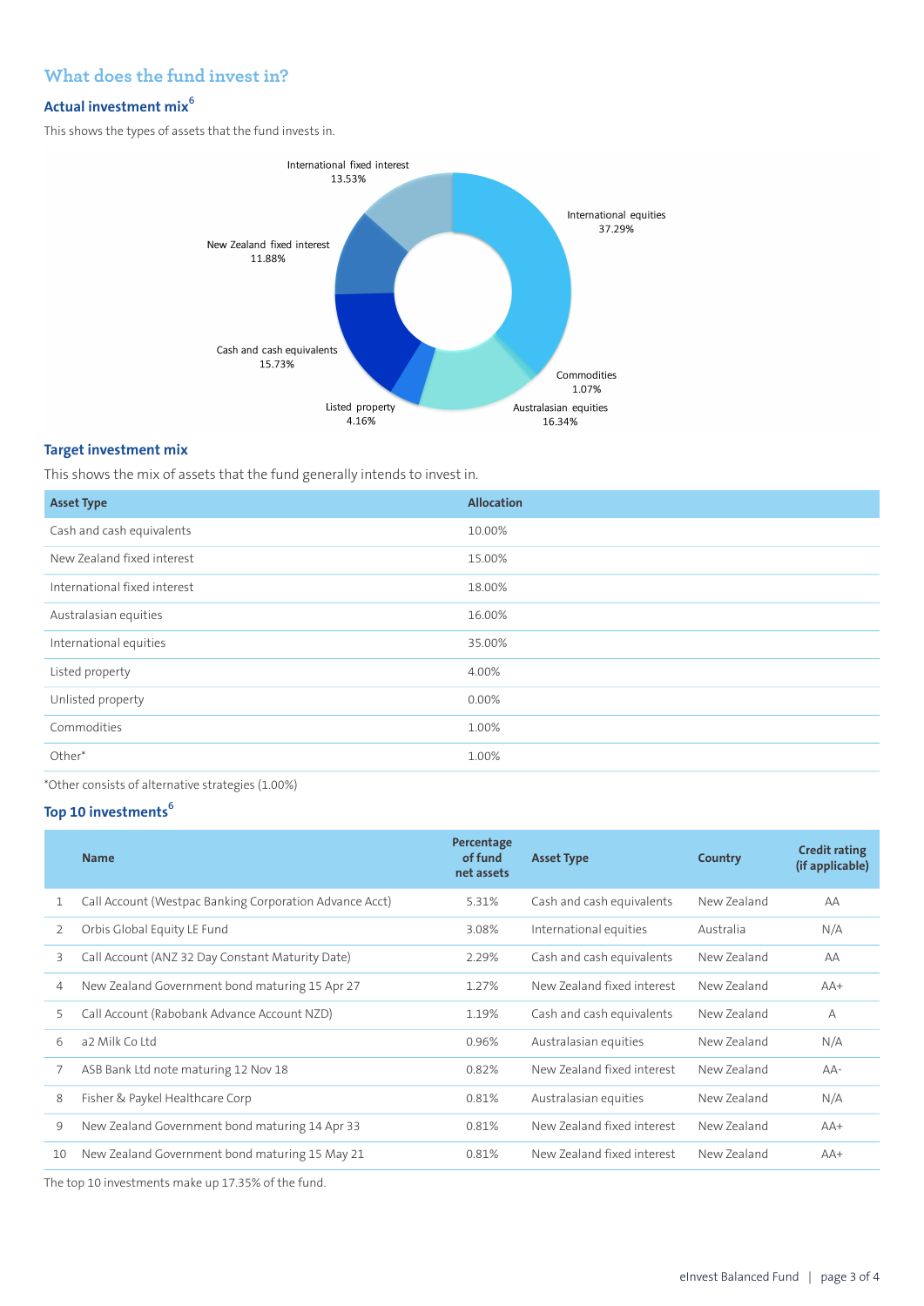## What does the fund invest in?

### Actual investment mix[6]

This shows the types of assets that the fund invests in.

International fixed interest 13.53%

International equities 37.29%

New Zealand fixed interest 11.88%

Cash and cash equivalents 15.73%

Commodities 1.07%

Listed property 4.16%

Australasian equities 16.34%

### Target investment mix

This shows the mix of assets that the fund generally intends to invest in.

| Asset Type | Allocation |
|---|---|
| Cash and cash equivalents | 10.00% |
| New Zealand fixed interest | 15.00% |
| International fixed interest | 18.00% |
| Australasian equities | 16.00% |
| International equities | 35.00% |
| Listed property | 4.00% |
| Unlisted property | 0.00% |
| Commodities | 1.00% |
| Other* | 1.00% |

*Other consists of alternative strategies (1.00%)

### Top 10 investments[6]

| | Name | Percentage of fund net assets | Asset Type | Country | Credit rating (if applicable) |
|---|---|---|---|---|---|
| 1 | Call Account (Westpac Banking Corporation Advance Acct) | 5.31% | Cash and cash equivalents | New Zealand | AA |
| 2 | Orbis Global Equity LE Fund | 3.08% | International equities | Australia | N/A |
| 3 | Call Account (ANZ 32 Day Constant Maturity Date) | 2.29% | Cash and cash equivalents | New Zealand | AA |
| 4 | New Zealand Government bond maturing 15 Apr 27 | 1.27% | New Zealand fixed interest | New Zealand | AA+ |
| 5 | Call Account (Rabobank Advance Account NZD) | 1.19% | Cash and cash equivalents | New Zealand | A |
| 6 | a2 Milk Co Ltd | 0.96% | Australasian equities | New Zealand | N/A |
| 7 | ASB Bank Ltd note maturing 12 Nov 18 | 0.82% | New Zealand fixed interest | New Zealand | AA- |
| 8 | Fisher & Paykel Healthcare Corp | 0.81% | Australasian equities | New Zealand | N/A |
| 9 | New Zealand Government bond maturing 14 Apr 33 | 0.81% | New Zealand fixed interest | New Zealand | AA+ |
| 10 | New Zealand Government bond maturing 15 May 21 | 0.81% | New Zealand fixed interest | New Zealand | AA+ |

The top 10 investments make up 17.35% of the fund.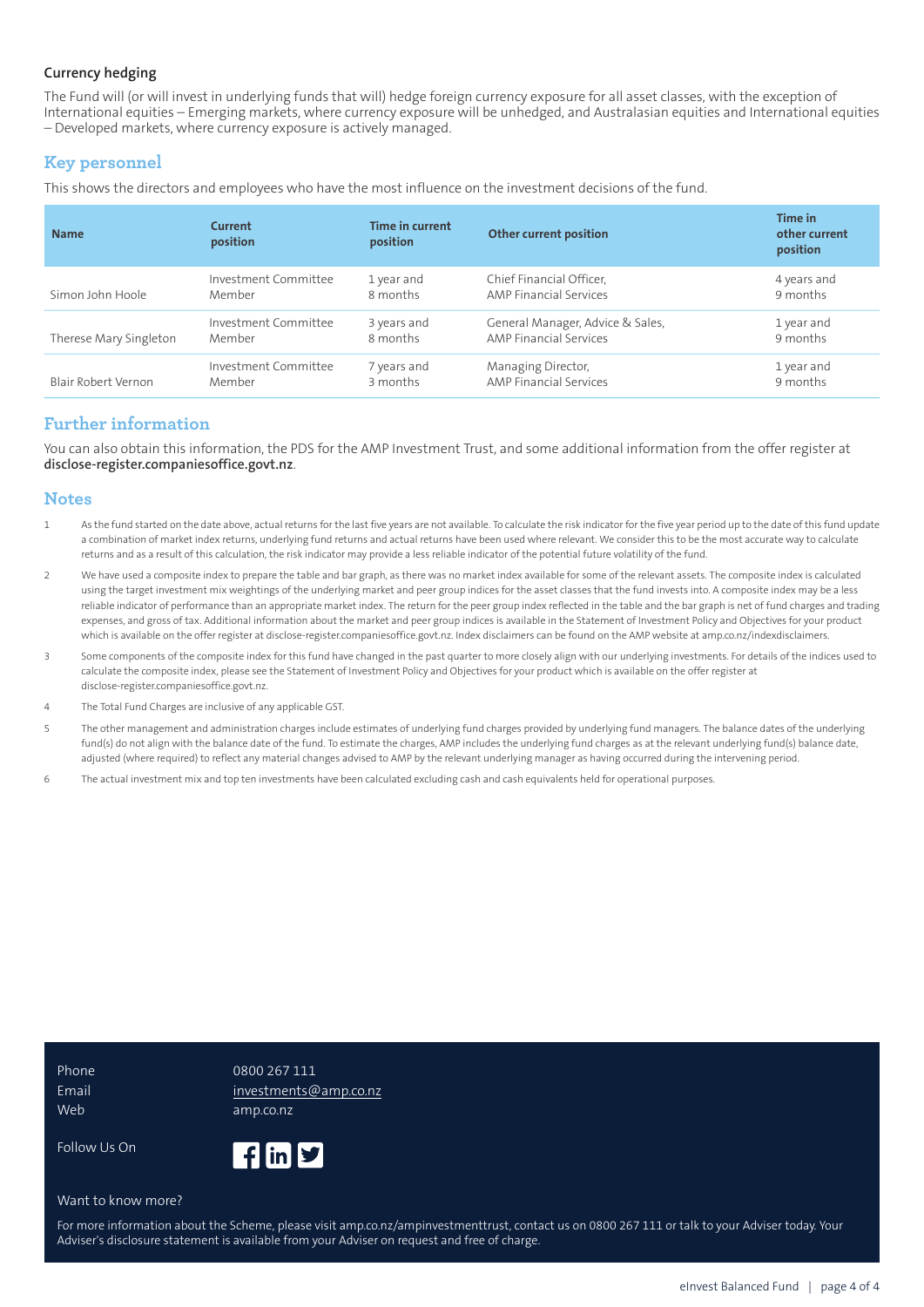### Currency hedging

The Fund will (or will invest in underlying funds that will) hedge foreign currency exposure for all asset classes, with the exception of International equities – Emerging markets, where currency exposure will be unhedged, and Australasian equities and International equities – Developed markets, where currency exposure is actively managed.

## Key personnel

This shows the directors and employees who have the most influence on the investment decisions of the fund.

| Name | Current position | Time in current position | Other current position | Time in other current position |
|---|---|---|---|---|
| Simon John Hoole | Investment Committee Member | 1 year and 8 months | Chief Financial Officer, AMP Financial Services | 4 years and 9 months |
| Therese Mary Singleton | Investment Committee Member | 3 years and 8 months | General Manager, Advice & Sales, AMP Financial Services | 1 year and 9 months |
| Blair Robert Vernon | Investment Committee Member | 7 years and 3 months | Managing Director, AMP Financial Services | 1 year and 9 months |

## Further information

You can also obtain this information, the PDS for the AMP Investment Trust, and some additional information from the offer register at **disclose-register.companiesoffice.govt.nz**.

## Notes

1. As the fund started on the date above, actual returns for the last five years are not available. To calculate the risk indicator for the five year period up to the date of this fund update a combination of market index returns, underlying fund returns and actual returns have been used where relevant. We consider this to be the most accurate way to calculate returns and as a result of this calculation, the risk indicator may provide a less reliable indicator of the potential future volatility of the fund.
2. We have used a composite index to prepare the table and bar graph, as there was no market index available for some of the relevant assets. The composite index is calculated using the target investment mix weightings of the underlying market and peer group indices for the asset classes that the fund invests into. A composite index may be a less reliable indicator of performance than an appropriate market index. The return for the peer group index reflected in the table and the bar graph is net of fund charges and trading expenses, and gross of tax. Additional information about the market and peer group indices is available in the Statement of Investment Policy and Objectives for your product which is available on the offer register at disclose-register.companiesoffice.govt.nz. Index disclaimers can be found on the AMP website at amp.co.nz/indexdisclaimers.
3. Some components of the composite index for this fund have changed in the past quarter to more closely align with our underlying investments. For details of the indices used to calculate the composite index, please see the Statement of Investment Policy and Objectives for your product which is available on the offer register at disclose-register.companiesoffice.govt.nz.
4. The Total Fund Charges are inclusive of any applicable GST.
5. The other management and administration charges include estimates of underlying fund charges provided by underlying fund managers. The balance dates of the underlying fund(s) do not align with the balance date of the fund. To estimate the charges, AMP includes the underlying fund charges as at the relevant underlying fund(s) balance date, adjusted (where required) to reflect any material changes advised to AMP by the relevant underlying manager as having occurred during the intervening period.
6. The actual investment mix and top ten investments have been calculated excluding cash and cash equivalents held for operational purposes.

Phone 0800 267 111
Email investments@amp.co.nz
Web amp.co.nz

Follow Us On

Want to know more?

For more information about the Scheme, please visit amp.co.nz/ampinvestmenttrust, contact us on 0800 267 111 or talk to your Adviser today. Your Adviser's disclosure statement is available from your Adviser on request and free of charge.